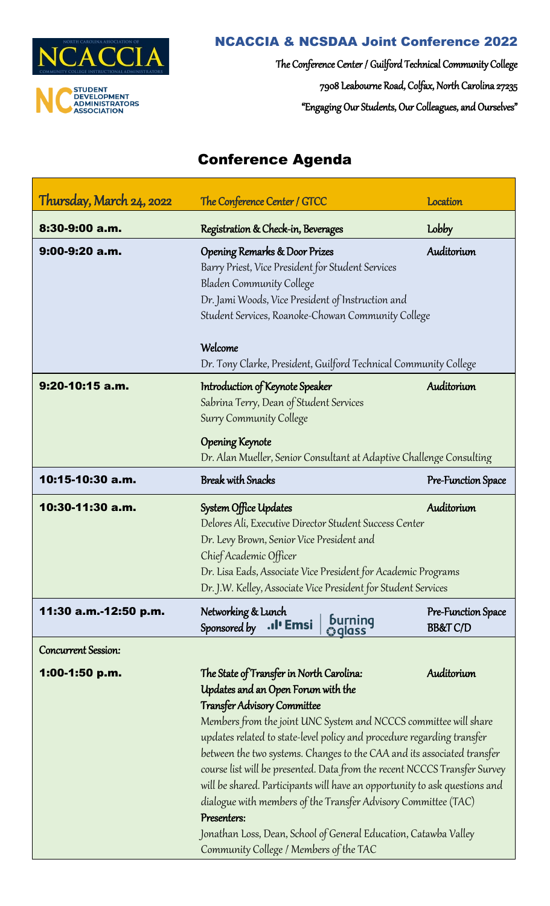NORTH CAROLINA ASSOCIATION OF

NCACCIA

COMMUNITY COLLEGE INSTRUCTIONAL ADMINISTRATORS

NC STUDENT DEVELOPMENT ADMINISTRATORS ASSOCIATION

## NCACCIA & NCSDAA Joint Conference 2022

The Conference Center / Guilford Technical Community College

7908 Leabourne Road, Colfax, North Carolina 27235

"Engaging Our Students, Our Colleagues, and Ourselves"

# Conference Agenda

| Thursday, March 24, 2022 | The Conference Center / GTCC | Location |
|---|---|---|
| 8:30-9:00 a.m. | Registration & Check-in, Beverages | Lobby |
| 9:00-9:20 a.m. | **Opening Remarks & Door Prizes**<br>Barry Priest, Vice President for Student Services<br>Bladen Community College<br>Dr. Jami Woods, Vice President of Instruction and Student Services, Roanoke-Chowan Community College<br><br>**Welcome**<br>Dr. Tony Clarke, President, Guilford Technical Community College | Auditorium |
| 9:20-10:15 a.m. | **Introduction of Keynote Speaker**<br>Sabrina Terry, Dean of Student Services<br>Surry Community College<br><br>**Opening Keynote**<br>Dr. Alan Mueller, Senior Consultant at Adaptive Challenge Consulting | Auditorium |
| 10:15-10:30 a.m. | Break with Snacks | Pre-Function Space |
| 10:30-11:30 a.m. | **System Office Updates**<br>Delores Ali, Executive Director Student Success Center<br>Dr. Levy Brown, Senior Vice President and Chief Academic Officer<br>Dr. Lisa Eads, Associate Vice President for Academic Programs<br>Dr. J.W. Kelley, Associate Vice President for Student Services | Auditorium |
| 11:30 a.m.-12:50 p.m. | **Networking & Lunch**<br>Sponsored by Emsi \| burning glass | Pre-Function Space<br>BB&T C/D |
| *Concurrent Session:* | | |
| 1:00-1:50 p.m. | **The State of Transfer in North Carolina: Updates and an Open Forum with the Transfer Advisory Committee**<br>Members from the joint UNC System and NCCCS committee will share updates related to state-level policy and procedure regarding transfer between the two systems. Changes to the CAA and its associated transfer course list will be presented. Data from the recent NCCCS Transfer Survey will be shared. Participants will have an opportunity to ask questions and dialogue with members of the Transfer Advisory Committee (TAC)<br>**Presenters:**<br>Jonathan Loss, Dean, School of General Education, Catawba Valley Community College / Members of the TAC | Auditorium |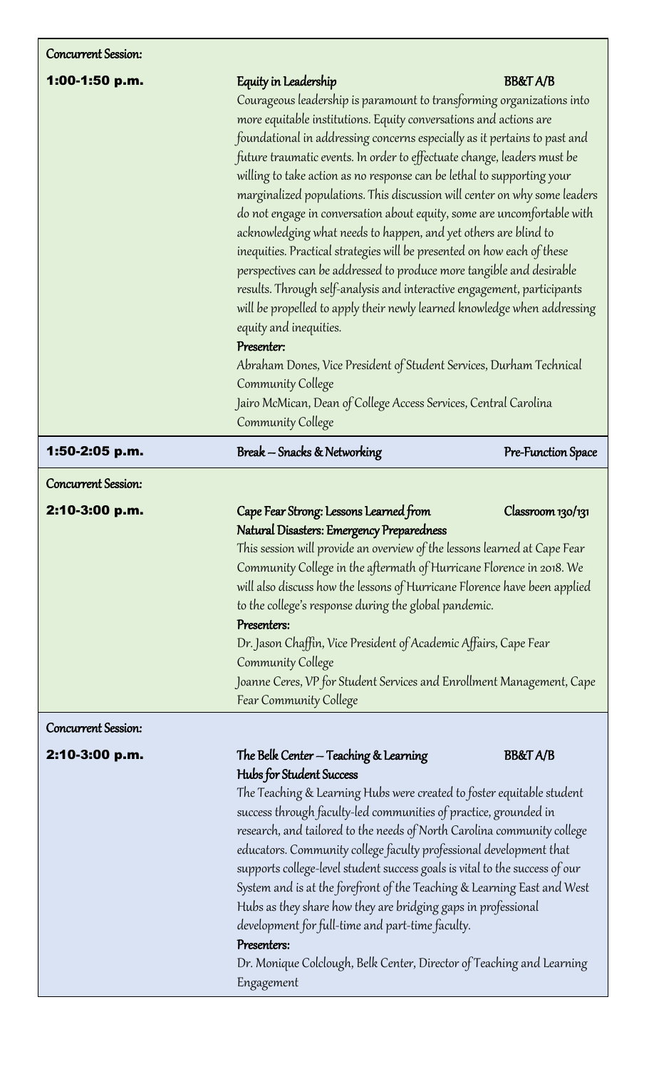Concurrent Session:

**1:00-1:50 p.m.** **Equity in Leadership** — BB&T A/B

*Courageous leadership is paramount to transforming organizations into more equitable institutions. Equity conversations and actions are foundational in addressing concerns especially as it pertains to past and future traumatic events. In order to effectuate change, leaders must be willing to take action as no response can be lethal to supporting your marginalized populations. This discussion will center on why some leaders do not engage in conversation about equity, some are uncomfortable with acknowledging what needs to happen, and yet others are blind to inequities. Practical strategies will be presented on how each of these perspectives can be addressed to produce more tangible and desirable results. Through self-analysis and interactive engagement, participants will be propelled to apply their newly learned knowledge when addressing equity and inequities.*

**Presenter:**

Abraham Dones, Vice President of Student Services, Durham Technical Community College

Jairo McMican, Dean of College Access Services, Central Carolina Community College

**1:50-2:05 p.m.** **Break – Snacks & Networking** — Pre-Function Space

Concurrent Session:

**2:10-3:00 p.m.** **Cape Fear Strong: Lessons Learned from Natural Disasters: Emergency Preparedness** — Classroom 130/131

*This session will provide an overview of the lessons learned at Cape Fear Community College in the aftermath of Hurricane Florence in 2018. We will also discuss how the lessons of Hurricane Florence have been applied to the college's response during the global pandemic.*

**Presenters:**

Dr. Jason Chaffin, Vice President of Academic Affairs, Cape Fear Community College

Joanne Ceres, VP for Student Services and Enrollment Management, Cape Fear Community College

Concurrent Session:

**2:10-3:00 p.m.** **The Belk Center – Teaching & Learning Hubs for Student Success** — BB&T A/B

*The Teaching & Learning Hubs were created to foster equitable student success through faculty-led communities of practice, grounded in research, and tailored to the needs of North Carolina community college educators. Community college faculty professional development that supports college-level student success goals is vital to the success of our System and is at the forefront of the Teaching & Learning East and West Hubs as they share how they are bridging gaps in professional development for full-time and part-time faculty.*

**Presenters:**

Dr. Monique Colclough, Belk Center, Director of Teaching and Learning Engagement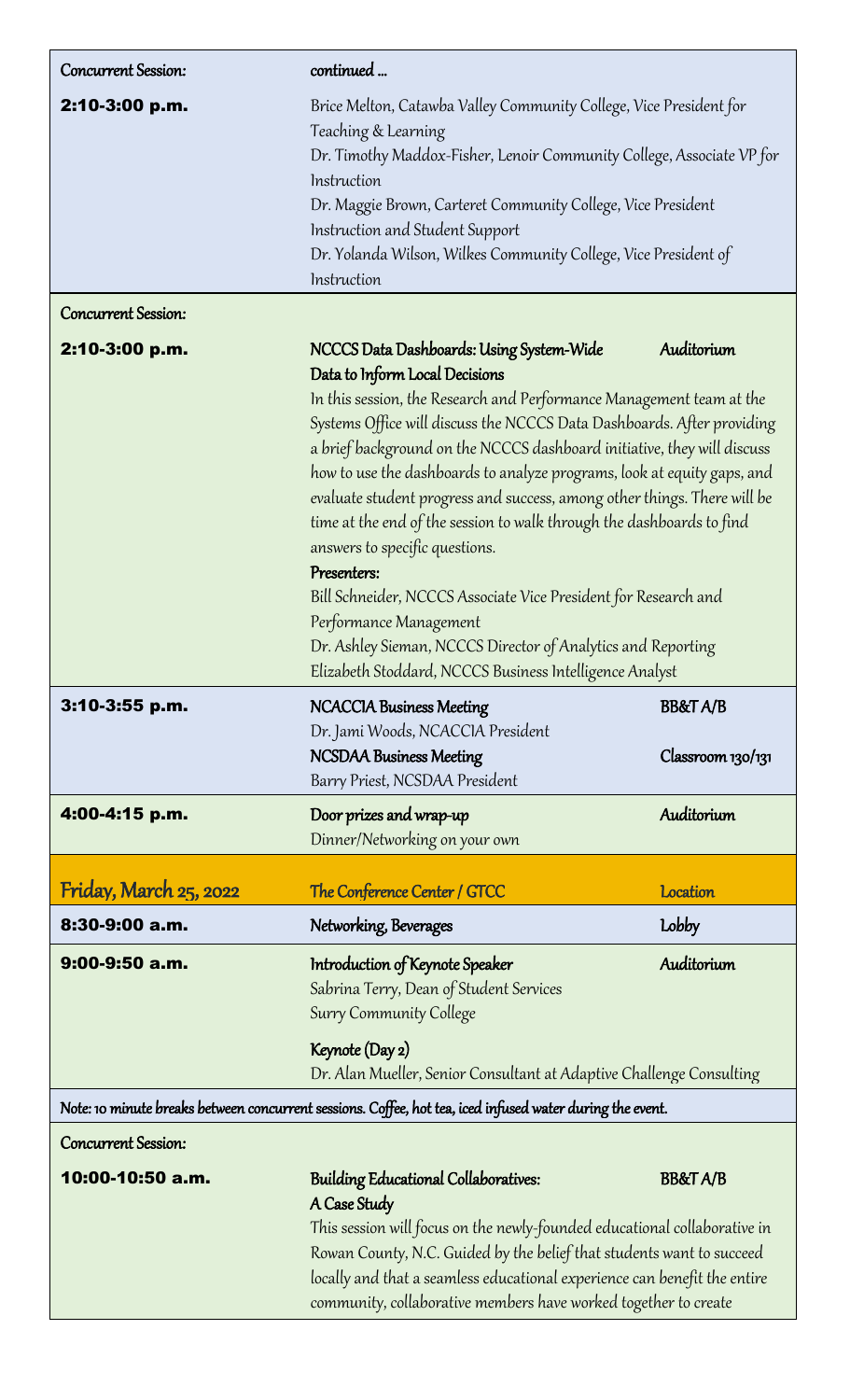| Concurrent Session: | continued ... | |
|---|---|---|
| 2:10-3:00 p.m. | Brice Melton, Catawba Valley Community College, Vice President for Teaching & Learning<br>Dr. Timothy Maddox-Fisher, Lenoir Community College, Associate VP for Instruction<br>Dr. Maggie Brown, Carteret Community College, Vice President Instruction and Student Support<br>Dr. Yolanda Wilson, Wilkes Community College, Vice President of Instruction | |
| Concurrent Session: | | |
| 2:10-3:00 p.m. | **NCCCS Data Dashboards: Using System-Wide Data to Inform Local Decisions**<br>In this session, the Research and Performance Management team at the Systems Office will discuss the NCCCS Data Dashboards. After providing a brief background on the NCCCS dashboard initiative, they will discuss how to use the dashboards to analyze programs, look at equity gaps, and evaluate student progress and success, among other things. There will be time at the end of the session to walk through the dashboards to find answers to specific questions.<br>**Presenters:**<br>Bill Schneider, NCCCS Associate Vice President for Research and Performance Management<br>Dr. Ashley Sieman, NCCCS Director of Analytics and Reporting<br>Elizabeth Stoddard, NCCCS Business Intelligence Analyst | Auditorium |
| 3:10-3:55 p.m. | **NCACCIA Business Meeting**<br>Dr. Jami Woods, NCACCIA President<br>**NCSDAA Business Meeting**<br>Barry Priest, NCSDAA President | BB&T A/B<br><br>Classroom 130/131 |
| 4:00-4:15 p.m. | **Door prizes and wrap-up**<br>Dinner/Networking on your own | Auditorium |
| **Friday, March 25, 2022** | **The Conference Center / GTCC** | **Location** |
| 8:30-9:00 a.m. | **Networking, Beverages** | Lobby |
| 9:00-9:50 a.m. | **Introduction of Keynote Speaker**<br>Sabrina Terry, Dean of Student Services<br>Surry Community College<br><br>**Keynote (Day 2)**<br>Dr. Alan Mueller, Senior Consultant at Adaptive Challenge Consulting | Auditorium |
| *Note: 10 minute breaks between concurrent sessions. Coffee, hot tea, iced infused water during the event.* | | |
| Concurrent Session: | | |
| 10:00-10:50 a.m. | **Building Educational Collaboratives: A Case Study**<br>This session will focus on the newly-founded educational collaborative in Rowan County, N.C. Guided by the belief that students want to succeed locally and that a seamless educational experience can benefit the entire community, collaborative members have worked together to create | BB&T A/B |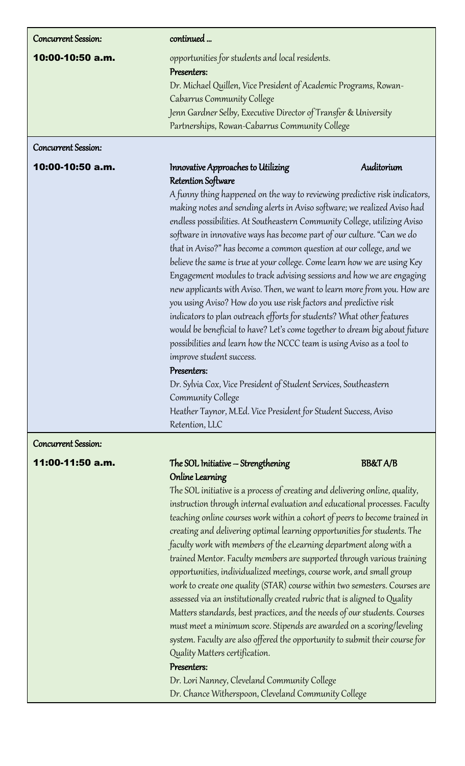**Concurrent Session:** *continued …*

**10:00-10:50 a.m.**

opportunities for students and local residents.

**Presenters:**

Dr. Michael Quillen, Vice President of Academic Programs, Rowan-Cabarrus Community College
Jenn Gardner Selby, Executive Director of Transfer & University Partnerships, Rowan-Cabarrus Community College

**Concurrent Session:**

**10:00-10:50 a.m.**

**Innovative Approaches to Utilizing Retention Software** — **Auditorium**

A funny thing happened on the way to reviewing predictive risk indicators, making notes and sending alerts in Aviso software; we realized Aviso had endless possibilities. At Southeastern Community College, utilizing Aviso software in innovative ways has become part of our culture. "Can we do that in Aviso?" has become a common question at our college, and we believe the same is true at your college. Come learn how we are using Key Engagement modules to track advising sessions and how we are engaging new applicants with Aviso. Then, we want to learn more from you. How are you using Aviso? How do you use risk factors and predictive risk indicators to plan outreach efforts for students? What other features would be beneficial to have? Let's come together to dream big about future possibilities and learn how the NCCC team is using Aviso as a tool to improve student success.

**Presenters:**

Dr. Sylvia Cox, Vice President of Student Services, Southeastern Community College
Heather Taynor, M.Ed. Vice President for Student Success, Aviso Retention, LLC

**Concurrent Session:**

**11:00-11:50 a.m.**

**The SOL Initiative – Strengthening Online Learning** — **BB&T A/B**

The SOL initiative is a process of creating and delivering online, quality, instruction through internal evaluation and educational processes. Faculty teaching online courses work within a cohort of peers to become trained in creating and delivering optimal learning opportunities for students. The faculty work with members of the eLearning department along with a trained Mentor. Faculty members are supported through various training opportunities, individualized meetings, course work, and small group work to create one quality (STAR) course within two semesters. Courses are assessed via an institutionally created rubric that is aligned to Quality Matters standards, best practices, and the needs of our students. Courses must meet a minimum score. Stipends are awarded on a scoring/leveling system. Faculty are also offered the opportunity to submit their course for Quality Matters certification.

**Presenters:**

Dr. Lori Nanney, Cleveland Community College
Dr. Chance Witherspoon, Cleveland Community College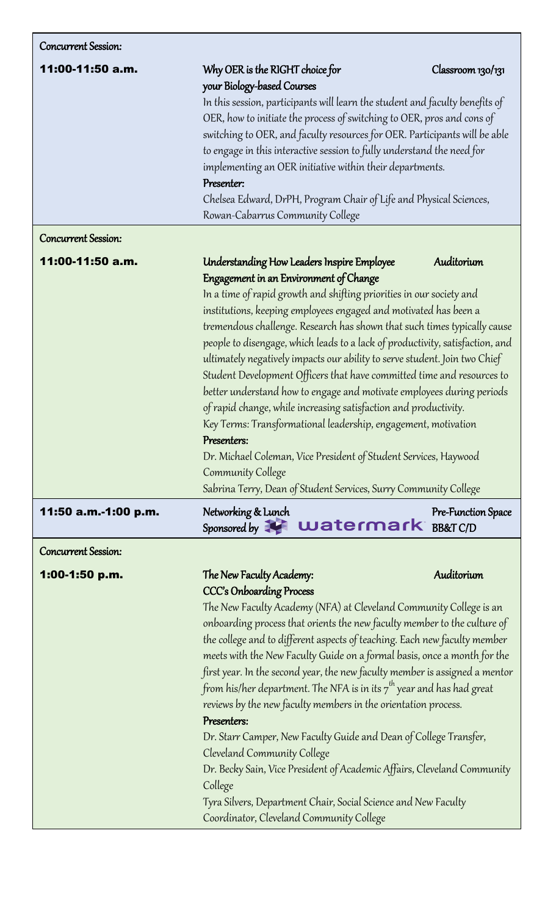**Concurrent Session:**

**11:00-11:50 a.m.** — **Why OER is the RIGHT choice for your Biology-based Courses** — Classroom 130/131

In this session, participants will learn the student and faculty benefits of OER, how to initiate the process of switching to OER, pros and cons of switching to OER, and faculty resources for OER. Participants will be able to engage in this interactive session to fully understand the need for implementing an OER initiative within their departments.

**Presenter:**

Chelsea Edward, DrPH, Program Chair of Life and Physical Sciences, Rowan-Cabarrus Community College

**Concurrent Session:**

**11:00-11:50 a.m.** — **Understanding How Leaders Inspire Employee Engagement in an Environment of Change** — Auditorium

In a time of rapid growth and shifting priorities in our society and institutions, keeping employees engaged and motivated has been a tremendous challenge. Research has shown that such times typically cause people to disengage, which leads to a lack of productivity, satisfaction, and ultimately negatively impacts our ability to serve student. Join two Chief Student Development Officers that have committed time and resources to better understand how to engage and motivate employees during periods of rapid change, while increasing satisfaction and productivity.

Key Terms: Transformational leadership, engagement, motivation

**Presenters:**

Dr. Michael Coleman, Vice President of Student Services, Haywood Community College

Sabrina Terry, Dean of Student Services, Surry Community College

**11:50 a.m.-1:00 p.m.** — **Networking & Lunch** — Pre-Function Space BB&T C/D

Sponsored by watermark

**Concurrent Session:**

**1:00-1:50 p.m.** — **The New Faculty Academy: CCC's Onboarding Process** — Auditorium

The New Faculty Academy (NFA) at Cleveland Community College is an onboarding process that orients the new faculty member to the culture of the college and to different aspects of teaching. Each new faculty member meets with the New Faculty Guide on a formal basis, once a month for the first year. In the second year, the new faculty member is assigned a mentor from his/her department. The NFA is in its 7th year and has had great reviews by the new faculty members in the orientation process.

**Presenters:**

Dr. Starr Camper, New Faculty Guide and Dean of College Transfer, Cleveland Community College

Dr. Becky Sain, Vice President of Academic Affairs, Cleveland Community College

Tyra Silvers, Department Chair, Social Science and New Faculty Coordinator, Cleveland Community College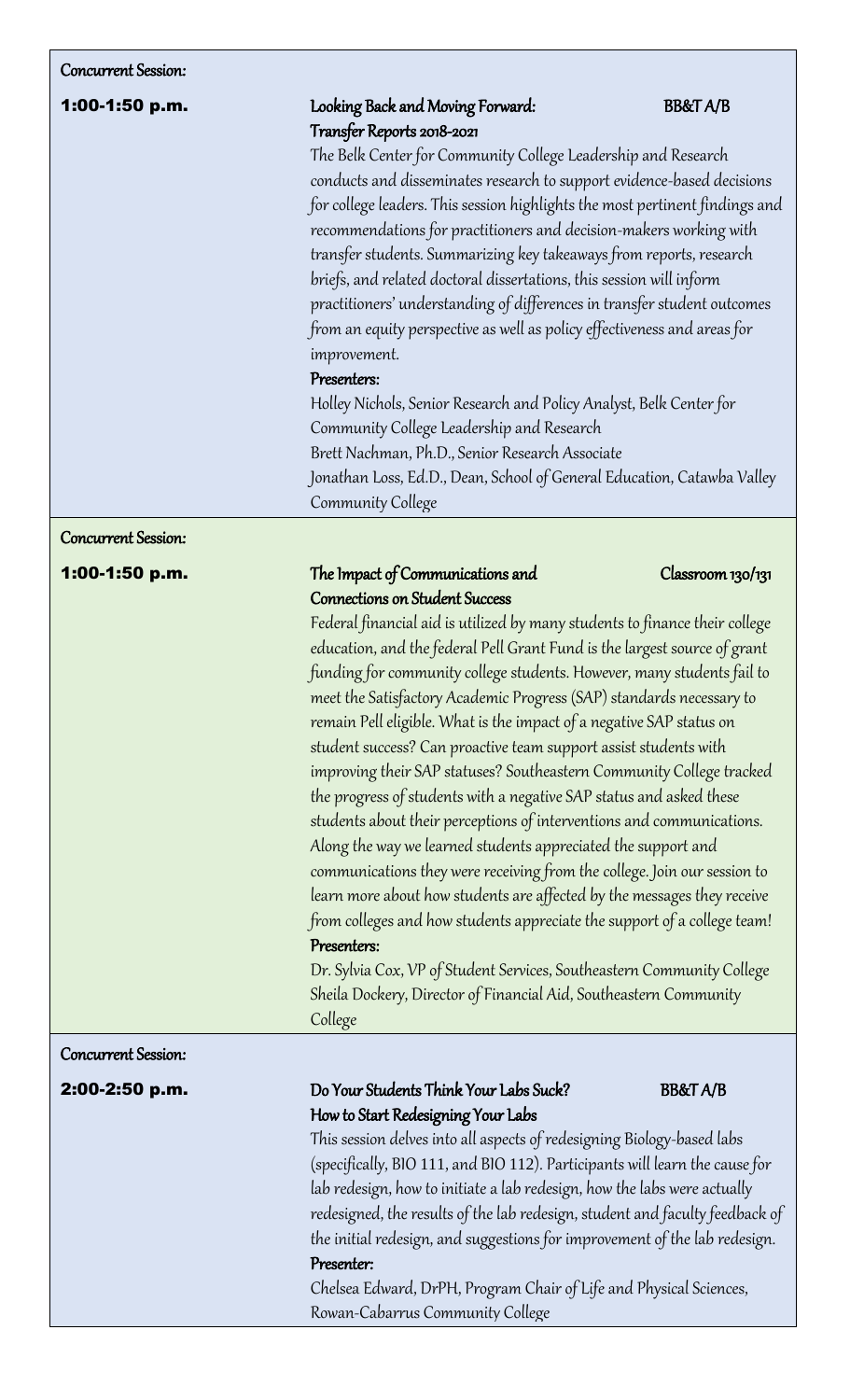**Concurrent Session:**

**1:00-1:50 p.m.**

**Looking Back and Moving Forward: Transfer Reports 2018-2021** — BB&T A/B

The Belk Center for Community College Leadership and Research conducts and disseminates research to support evidence-based decisions for college leaders. This session highlights the most pertinent findings and recommendations for practitioners and decision-makers working with transfer students. Summarizing key takeaways from reports, research briefs, and related doctoral dissertations, this session will inform practitioners' understanding of differences in transfer student outcomes from an equity perspective as well as policy effectiveness and areas for improvement.

**Presenters:**

Holley Nichols, Senior Research and Policy Analyst, Belk Center for Community College Leadership and Research
Brett Nachman, Ph.D., Senior Research Associate
Jonathan Loss, Ed.D., Dean, School of General Education, Catawba Valley Community College

**Concurrent Session:**

**1:00-1:50 p.m.**

**The Impact of Communications and Connections on Student Success** — Classroom 130/131

Federal financial aid is utilized by many students to finance their college education, and the federal Pell Grant Fund is the largest source of grant funding for community college students. However, many students fail to meet the Satisfactory Academic Progress (SAP) standards necessary to remain Pell eligible. What is the impact of a negative SAP status on student success? Can proactive team support assist students with improving their SAP statuses? Southeastern Community College tracked the progress of students with a negative SAP status and asked these students about their perceptions of interventions and communications. Along the way we learned students appreciated the support and communications they were receiving from the college. Join our session to learn more about how students are affected by the messages they receive from colleges and how students appreciate the support of a college team!

**Presenters:**

Dr. Sylvia Cox, VP of Student Services, Southeastern Community College
Sheila Dockery, Director of Financial Aid, Southeastern Community College

**Concurrent Session:**

**2:00-2:50 p.m.**

**Do Your Students Think Your Labs Suck? How to Start Redesigning Your Labs** — BB&T A/B

This session delves into all aspects of redesigning Biology-based labs (specifically, BIO 111, and BIO 112). Participants will learn the cause for lab redesign, how to initiate a lab redesign, how the labs were actually redesigned, the results of the lab redesign, student and faculty feedback of the initial redesign, and suggestions for improvement of the lab redesign.

**Presenter:**

Chelsea Edward, DrPH, Program Chair of Life and Physical Sciences, Rowan-Cabarrus Community College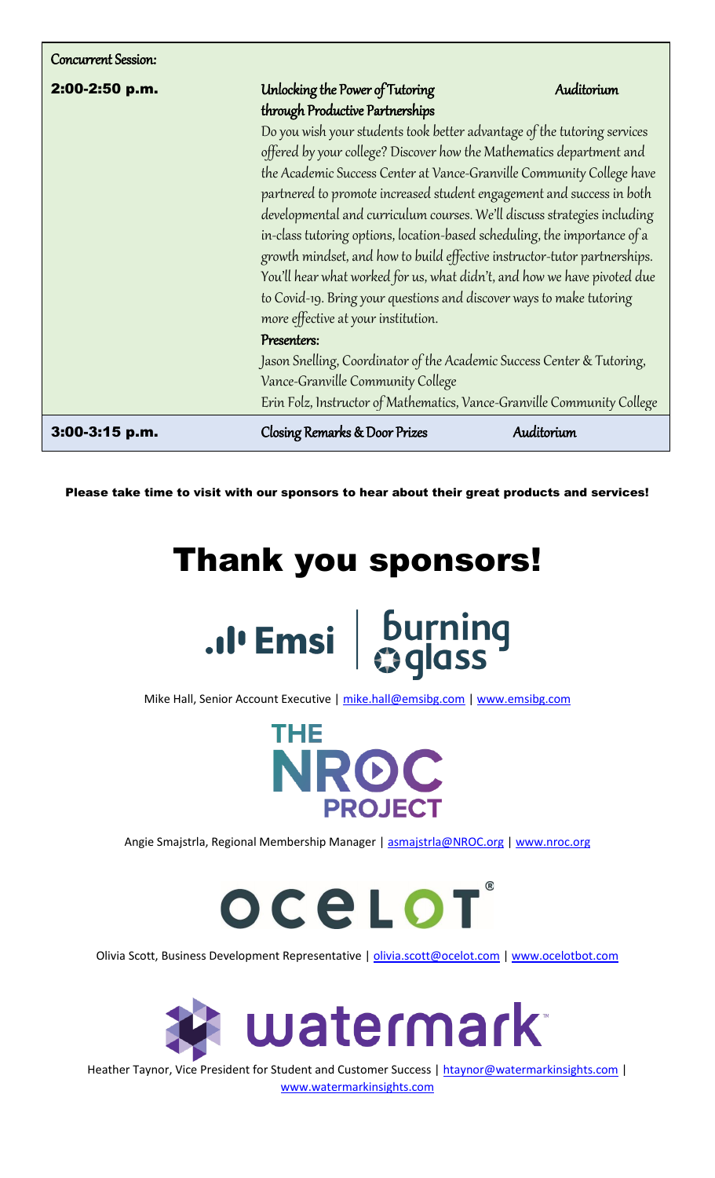| Concurrent Session: | | |
| --- | --- | --- |
| **2:00-2:50 p.m.** | **Unlocking the Power of Tutoring through Productive Partnerships**<br>Do you wish your students took better advantage of the tutoring services offered by your college? Discover how the Mathematics department and the Academic Success Center at Vance-Granville Community College have partnered to promote increased student engagement and success in both developmental and curriculum courses. We'll discuss strategies including in-class tutoring options, location-based scheduling, the importance of a growth mindset, and how to build effective instructor-tutor partnerships. You'll hear what worked for us, what didn't, and how we have pivoted due to Covid-19. Bring your questions and discover ways to make tutoring more effective at your institution.<br>**Presenters:**<br>Jason Snelling, Coordinator of the Academic Success Center & Tutoring, Vance-Granville Community College<br>Erin Folz, Instructor of Mathematics, Vance-Granville Community College | Auditorium |
| **3:00-3:15 p.m.** | **Closing Remarks & Door Prizes** | Auditorium |

**Please take time to visit with our sponsors to hear about their great products and services!**

# Thank you sponsors!

Emsi | burning glass

Mike Hall, Senior Account Executive | mike.hall@emsibg.com | www.emsibg.com

THE NROC PROJECT

Angie Smajstrla, Regional Membership Manager | asmajstrla@NROC.org | www.nroc.org

OCELOT®

Olivia Scott, Business Development Representative | olivia.scott@ocelot.com | www.ocelotbot.com

watermark™

Heather Taynor, Vice President for Student and Customer Success | htaynor@watermarkinsights.com | www.watermarkinsights.com